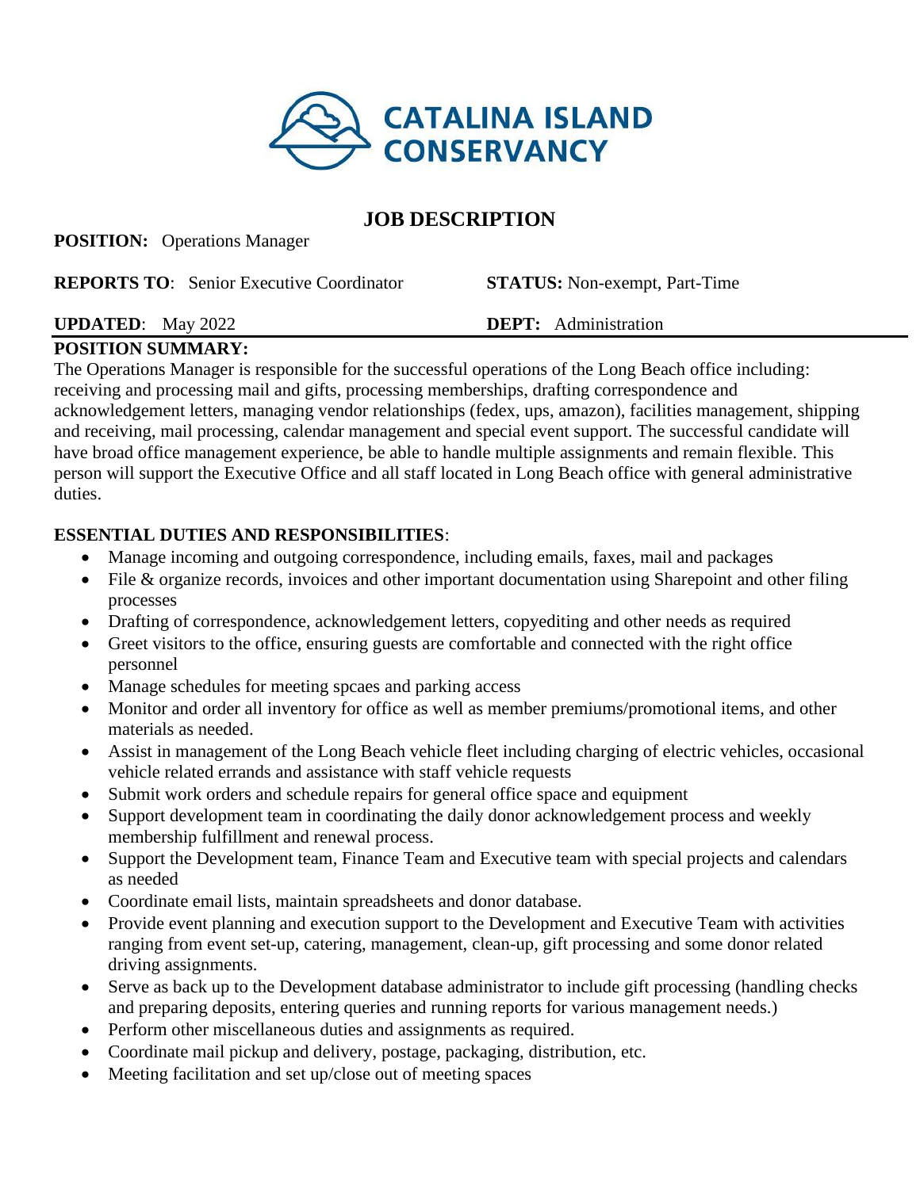CATALINA ISLAND CONSERVANCY

# JOB DESCRIPTION

**POSITION:** Operations Manager

**REPORTS TO**: Senior Executive Coordinator

**STATUS:** Non-exempt, Part-Time

**UPDATED**: May 2022

**DEPT:** Administration

**POSITION SUMMARY:**

The Operations Manager is responsible for the successful operations of the Long Beach office including: receiving and processing mail and gifts, processing memberships, drafting correspondence and acknowledgement letters, managing vendor relationships (fedex, ups, amazon), facilities management, shipping and receiving, mail processing, calendar management and special event support. The successful candidate will have broad office management experience, be able to handle multiple assignments and remain flexible. This person will support the Executive Office and all staff located in Long Beach office with general administrative duties.

**ESSENTIAL DUTIES AND RESPONSIBILITIES**:

- Manage incoming and outgoing correspondence, including emails, faxes, mail and packages
- File & organize records, invoices and other important documentation using Sharepoint and other filing processes
- Drafting of correspondence, acknowledgement letters, copyediting and other needs as required
- Greet visitors to the office, ensuring guests are comfortable and connected with the right office personnel
- Manage schedules for meeting spcaes and parking access
- Monitor and order all inventory for office as well as member premiums/promotional items, and other materials as needed.
- Assist in management of the Long Beach vehicle fleet including charging of electric vehicles, occasional vehicle related errands and assistance with staff vehicle requests
- Submit work orders and schedule repairs for general office space and equipment
- Support development team in coordinating the daily donor acknowledgement process and weekly membership fulfillment and renewal process.
- Support the Development team, Finance Team and Executive team with special projects and calendars as needed
- Coordinate email lists, maintain spreadsheets and donor database.
- Provide event planning and execution support to the Development and Executive Team with activities ranging from event set-up, catering, management, clean-up, gift processing and some donor related driving assignments.
- Serve as back up to the Development database administrator to include gift processing (handling checks and preparing deposits, entering queries and running reports for various management needs.)
- Perform other miscellaneous duties and assignments as required.
- Coordinate mail pickup and delivery, postage, packaging, distribution, etc.
- Meeting facilitation and set up/close out of meeting spaces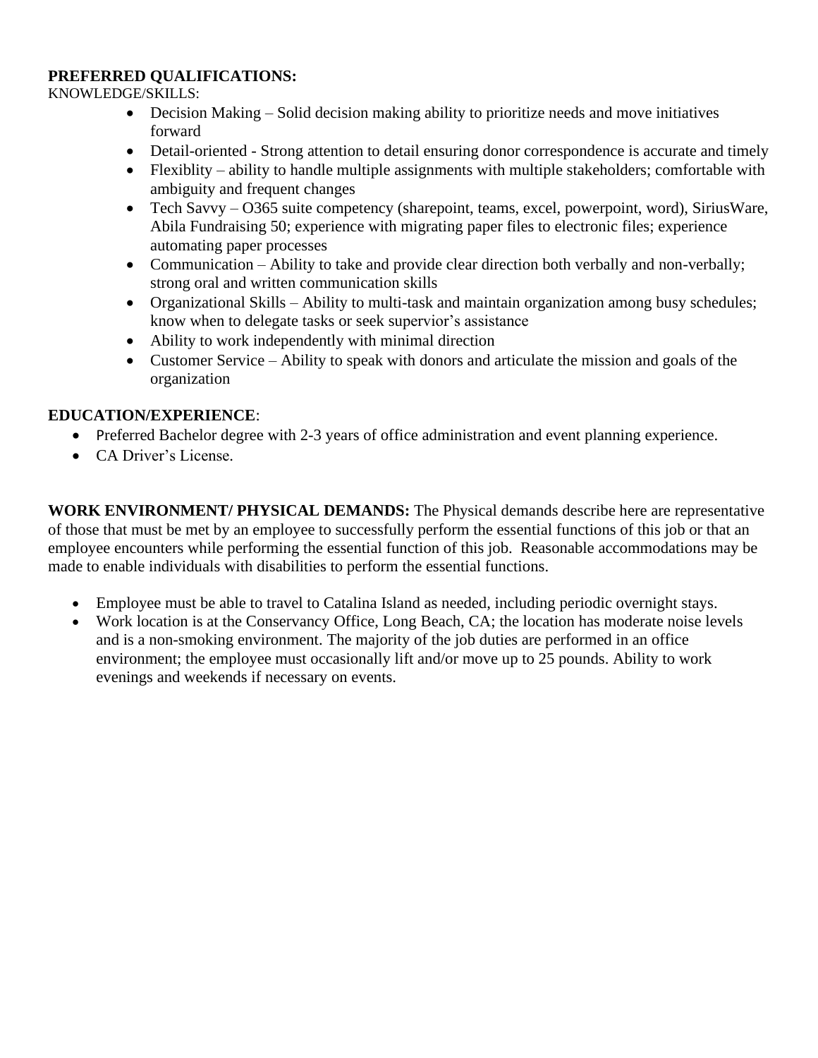**PREFERRED QUALIFICATIONS:**

KNOWLEDGE/SKILLS:

- Decision Making – Solid decision making ability to prioritize needs and move initiatives forward
- Detail-oriented - Strong attention to detail ensuring donor correspondence is accurate and timely
- Flexiblity – ability to handle multiple assignments with multiple stakeholders; comfortable with ambiguity and frequent changes
- Tech Savvy – O365 suite competency (sharepoint, teams, excel, powerpoint, word), SiriusWare, Abila Fundraising 50; experience with migrating paper files to electronic files; experience automating paper processes
- Communication – Ability to take and provide clear direction both verbally and non-verbally; strong oral and written communication skills
- Organizational Skills – Ability to multi-task and maintain organization among busy schedules; know when to delegate tasks or seek supervior's assistance
- Ability to work independently with minimal direction
- Customer Service – Ability to speak with donors and articulate the mission and goals of the organization

**EDUCATION/EXPERIENCE**:

- Preferred Bachelor degree with 2-3 years of office administration and event planning experience.
- CA Driver's License.

**WORK ENVIRONMENT/ PHYSICAL DEMANDS:** The Physical demands describe here are representative of those that must be met by an employee to successfully perform the essential functions of this job or that an employee encounters while performing the essential function of this job. Reasonable accommodations may be made to enable individuals with disabilities to perform the essential functions.

- Employee must be able to travel to Catalina Island as needed, including periodic overnight stays.
- Work location is at the Conservancy Office, Long Beach, CA; the location has moderate noise levels and is a non-smoking environment. The majority of the job duties are performed in an office environment; the employee must occasionally lift and/or move up to 25 pounds. Ability to work evenings and weekends if necessary on events.